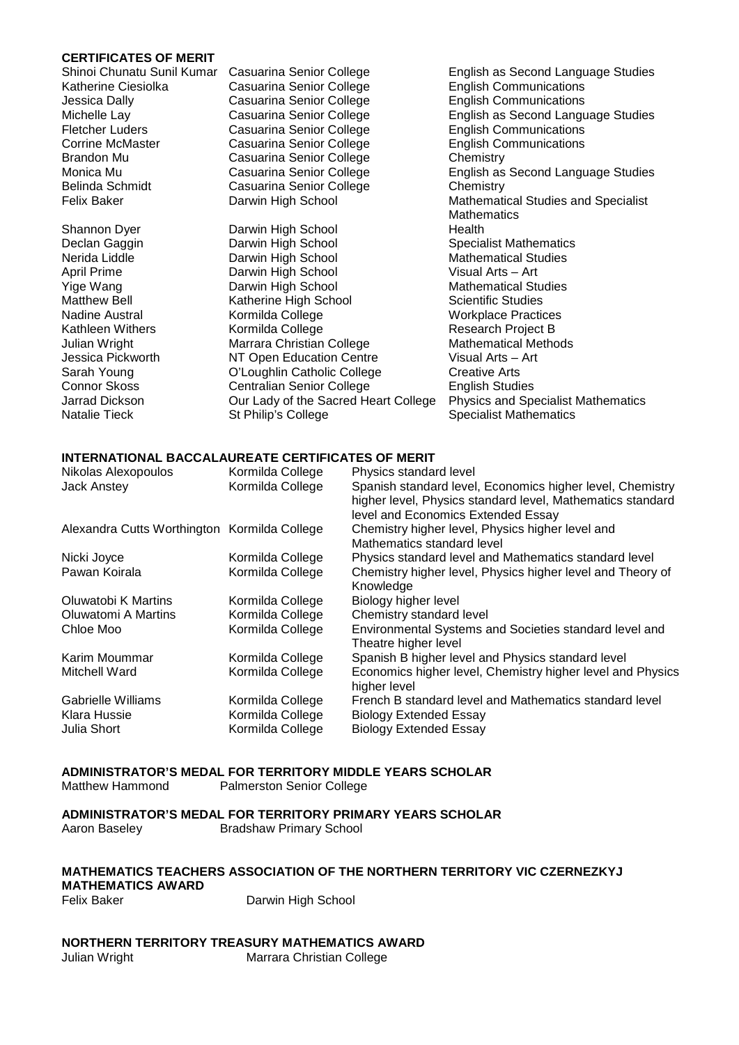## CERTIFICATES OF MERIT

| | | |
|---|---|---|
| Shinoi Chunatu Sunil Kumar | Casuarina Senior College | English as Second Language Studies |
| Katherine Ciesiolka | Casuarina Senior College | English Communications |
| Jessica Dally | Casuarina Senior College | English Communications |
| Michelle Lay | Casuarina Senior College | English as Second Language Studies |
| Fletcher Luders | Casuarina Senior College | English Communications |
| Corrine McMaster | Casuarina Senior College | English Communications |
| Brandon Mu | Casuarina Senior College | Chemistry |
| Monica Mu | Casuarina Senior College | English as Second Language Studies |
| Belinda Schmidt | Casuarina Senior College | Chemistry |
| Felix Baker | Darwin High School | Mathematical Studies and Specialist Mathematics |
| Shannon Dyer | Darwin High School | Health |
| Declan Gaggin | Darwin High School | Specialist Mathematics |
| Nerida Liddle | Darwin High School | Mathematical Studies |
| April Prime | Darwin High School | Visual Arts – Art |
| Yige Wang | Darwin High School | Mathematical Studies |
| Matthew Bell | Katherine High School | Scientific Studies |
| Nadine Austral | Kormilda College | Workplace Practices |
| Kathleen Withers | Kormilda College | Research Project B |
| Julian Wright | Marrara Christian College | Mathematical Methods |
| Jessica Pickworth | NT Open Education Centre | Visual Arts – Art |
| Sarah Young | O'Loughlin Catholic College | Creative Arts |
| Connor Skoss | Centralian Senior College | English Studies |
| Jarrad Dickson | Our Lady of the Sacred Heart College | Physics and Specialist Mathematics |
| Natalie Tieck | St Philip's College | Specialist Mathematics |

## INTERNATIONAL BACCALAUREATE CERTIFICATES OF MERIT

| | | |
|---|---|---|
| Nikolas Alexopoulos | Kormilda College | Physics standard level |
| Jack Anstey | Kormilda College | Spanish standard level, Economics higher level, Chemistry higher level, Physics standard level, Mathematics standard level and Economics Extended Essay |
| Alexandra Cutts Worthington | Kormilda College | Chemistry higher level, Physics higher level and Mathematics standard level |
| Nicki Joyce | Kormilda College | Physics standard level and Mathematics standard level |
| Pawan Koirala | Kormilda College | Chemistry higher level, Physics higher level and Theory of Knowledge |
| Oluwatobi K Martins | Kormilda College | Biology higher level |
| Oluwatomi A Martins | Kormilda College | Chemistry standard level |
| Chloe Moo | Kormilda College | Environmental Systems and Societies standard level and Theatre higher level |
| Karim Moummar | Kormilda College | Spanish B higher level and Physics standard level |
| Mitchell Ward | Kormilda College | Economics higher level, Chemistry higher level and Physics higher level |
| Gabrielle Williams | Kormilda College | French B standard level and Mathematics standard level |
| Klara Hussie | Kormilda College | Biology Extended Essay |
| Julia Short | Kormilda College | Biology Extended Essay |

## ADMINISTRATOR'S MEDAL FOR TERRITORY MIDDLE YEARS SCHOLAR

Matthew Hammond — Palmerston Senior College

## ADMINISTRATOR'S MEDAL FOR TERRITORY PRIMARY YEARS SCHOLAR

Aaron Baseley — Bradshaw Primary School

## MATHEMATICS TEACHERS ASSOCIATION OF THE NORTHERN TERRITORY VIC CZERNEZKYJ MATHEMATICS AWARD

Felix Baker — Darwin High School

## NORTHERN TERRITORY TREASURY MATHEMATICS AWARD

Julian Wright — Marrara Christian College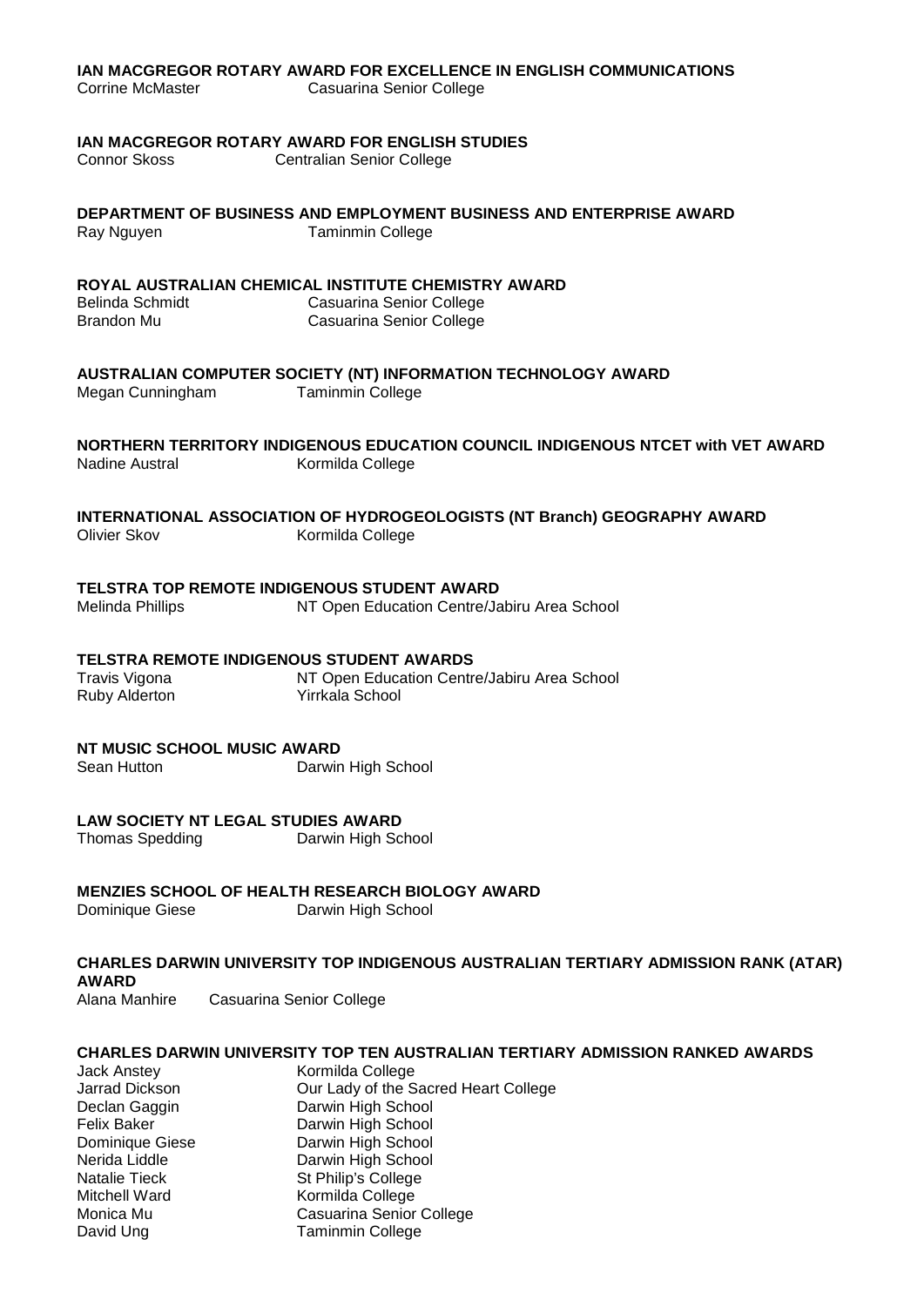**IAN MACGREGOR ROTARY AWARD FOR EXCELLENCE IN ENGLISH COMMUNICATIONS**
Corrine McMaster Casuarina Senior College

**IAN MACGREGOR ROTARY AWARD FOR ENGLISH STUDIES**
Connor Skoss Centralian Senior College

**DEPARTMENT OF BUSINESS AND EMPLOYMENT BUSINESS AND ENTERPRISE AWARD**
Ray Nguyen Taminmin College

**ROYAL AUSTRALIAN CHEMICAL INSTITUTE CHEMISTRY AWARD**
Belinda Schmidt Casuarina Senior College
Brandon Mu Casuarina Senior College

**AUSTRALIAN COMPUTER SOCIETY (NT) INFORMATION TECHNOLOGY AWARD**
Megan Cunningham Taminmin College

**NORTHERN TERRITORY INDIGENOUS EDUCATION COUNCIL INDIGENOUS NTCET with VET AWARD**
Nadine Austral Kormilda College

**INTERNATIONAL ASSOCIATION OF HYDROGEOLOGISTS (NT Branch) GEOGRAPHY AWARD**
Olivier Skov Kormilda College

**TELSTRA TOP REMOTE INDIGENOUS STUDENT AWARD**
Melinda Phillips NT Open Education Centre/Jabiru Area School

**TELSTRA REMOTE INDIGENOUS STUDENT AWARDS**
Travis Vigona NT Open Education Centre/Jabiru Area School
Ruby Alderton Yirrkala School

**NT MUSIC SCHOOL MUSIC AWARD**
Sean Hutton Darwin High School

**LAW SOCIETY NT LEGAL STUDIES AWARD**
Thomas Spedding Darwin High School

**MENZIES SCHOOL OF HEALTH RESEARCH BIOLOGY AWARD**
Dominique Giese Darwin High School

**CHARLES DARWIN UNIVERSITY TOP INDIGENOUS AUSTRALIAN TERTIARY ADMISSION RANK (ATAR) AWARD**
Alana Manhire Casuarina Senior College

**CHARLES DARWIN UNIVERSITY TOP TEN AUSTRALIAN TERTIARY ADMISSION RANKED AWARDS**
Jack Anstey Kormilda College
Jarrad Dickson Our Lady of the Sacred Heart College
Declan Gaggin Darwin High School
Felix Baker Darwin High School
Dominique Giese Darwin High School
Nerida Liddle Darwin High School
Natalie Tieck St Philip's College
Mitchell Ward Kormilda College
Monica Mu Casuarina Senior College
David Ung Taminmin College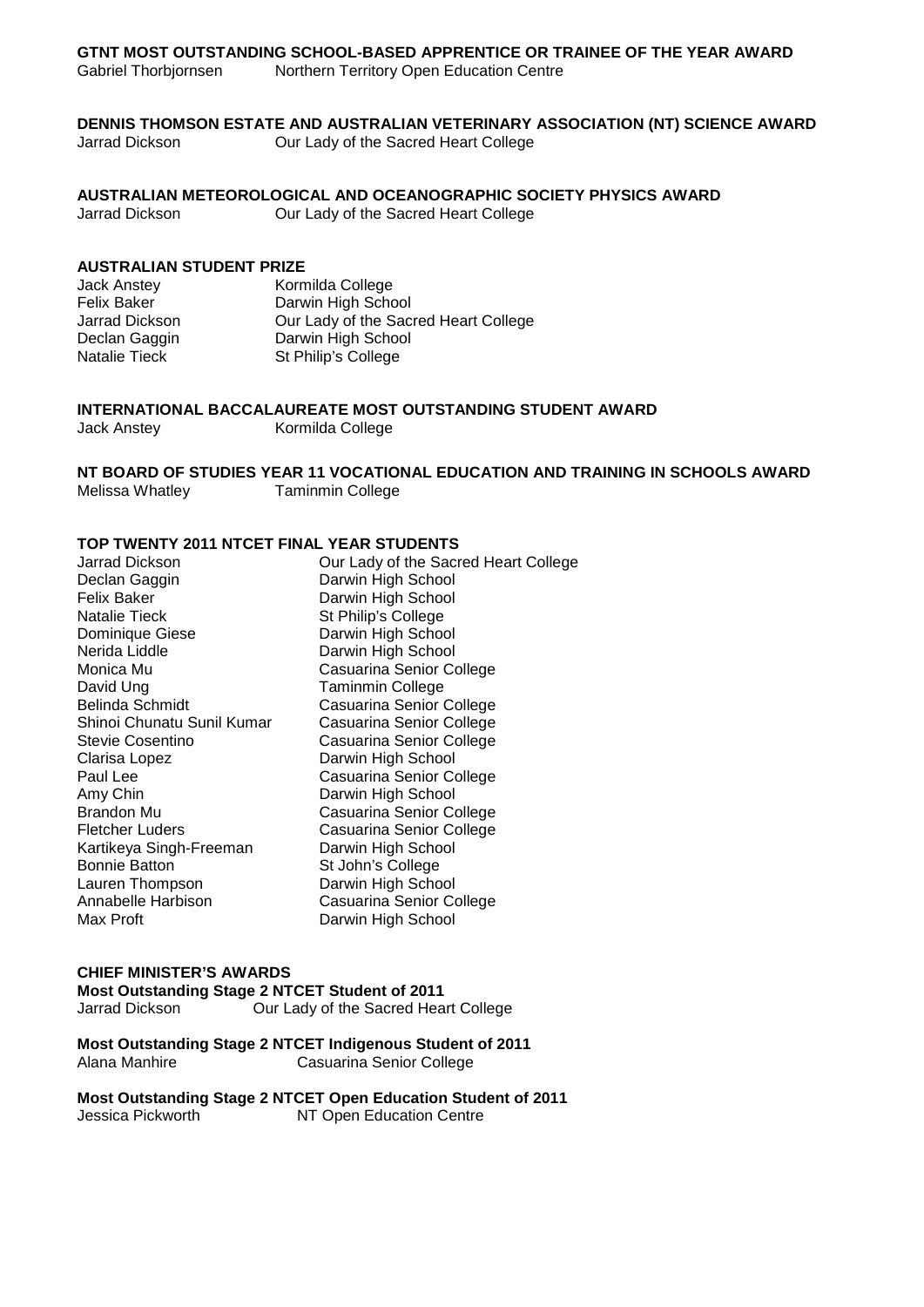### GTNT MOST OUTSTANDING SCHOOL-BASED APPRENTICE OR TRAINEE OF THE YEAR AWARD

| | |
|---|---|
| Gabriel Thorbjornsen | Northern Territory Open Education Centre |

### DENNIS THOMSON ESTATE AND AUSTRALIAN VETERINARY ASSOCIATION (NT) SCIENCE AWARD

| | |
|---|---|
| Jarrad Dickson | Our Lady of the Sacred Heart College |

### AUSTRALIAN METEOROLOGICAL AND OCEANOGRAPHIC SOCIETY PHYSICS AWARD

| | |
|---|---|
| Jarrad Dickson | Our Lady of the Sacred Heart College |

### AUSTRALIAN STUDENT PRIZE

| | |
|---|---|
| Jack Anstey | Kormilda College |
| Felix Baker | Darwin High School |
| Jarrad Dickson | Our Lady of the Sacred Heart College |
| Declan Gaggin | Darwin High School |
| Natalie Tieck | St Philip's College |

### INTERNATIONAL BACCALAUREATE MOST OUTSTANDING STUDENT AWARD

| | |
|---|---|
| Jack Anstey | Kormilda College |

### NT BOARD OF STUDIES YEAR 11 VOCATIONAL EDUCATION AND TRAINING IN SCHOOLS AWARD

| | |
|---|---|
| Melissa Whatley | Taminmin College |

### TOP TWENTY 2011 NTCET FINAL YEAR STUDENTS

| | |
|---|---|
| Jarrad Dickson | Our Lady of the Sacred Heart College |
| Declan Gaggin | Darwin High School |
| Felix Baker | Darwin High School |
| Natalie Tieck | St Philip's College |
| Dominique Giese | Darwin High School |
| Nerida Liddle | Darwin High School |
| Monica Mu | Casuarina Senior College |
| David Ung | Taminmin College |
| Belinda Schmidt | Casuarina Senior College |
| Shinoi Chunatu Sunil Kumar | Casuarina Senior College |
| Stevie Cosentino | Casuarina Senior College |
| Clarisa Lopez | Darwin High School |
| Paul Lee | Casuarina Senior College |
| Amy Chin | Darwin High School |
| Brandon Mu | Casuarina Senior College |
| Fletcher Luders | Casuarina Senior College |
| Kartikeya Singh-Freeman | Darwin High School |
| Bonnie Batton | St John's College |
| Lauren Thompson | Darwin High School |
| Annabelle Harbison | Casuarina Senior College |
| Max Proft | Darwin High School |

### CHIEF MINISTER'S AWARDS

**Most Outstanding Stage 2 NTCET Student of 2011**

| | |
|---|---|
| Jarrad Dickson | Our Lady of the Sacred Heart College |

**Most Outstanding Stage 2 NTCET Indigenous Student of 2011**

| | |
|---|---|
| Alana Manhire | Casuarina Senior College |

**Most Outstanding Stage 2 NTCET Open Education Student of 2011**

| | |
|---|---|
| Jessica Pickworth | NT Open Education Centre |